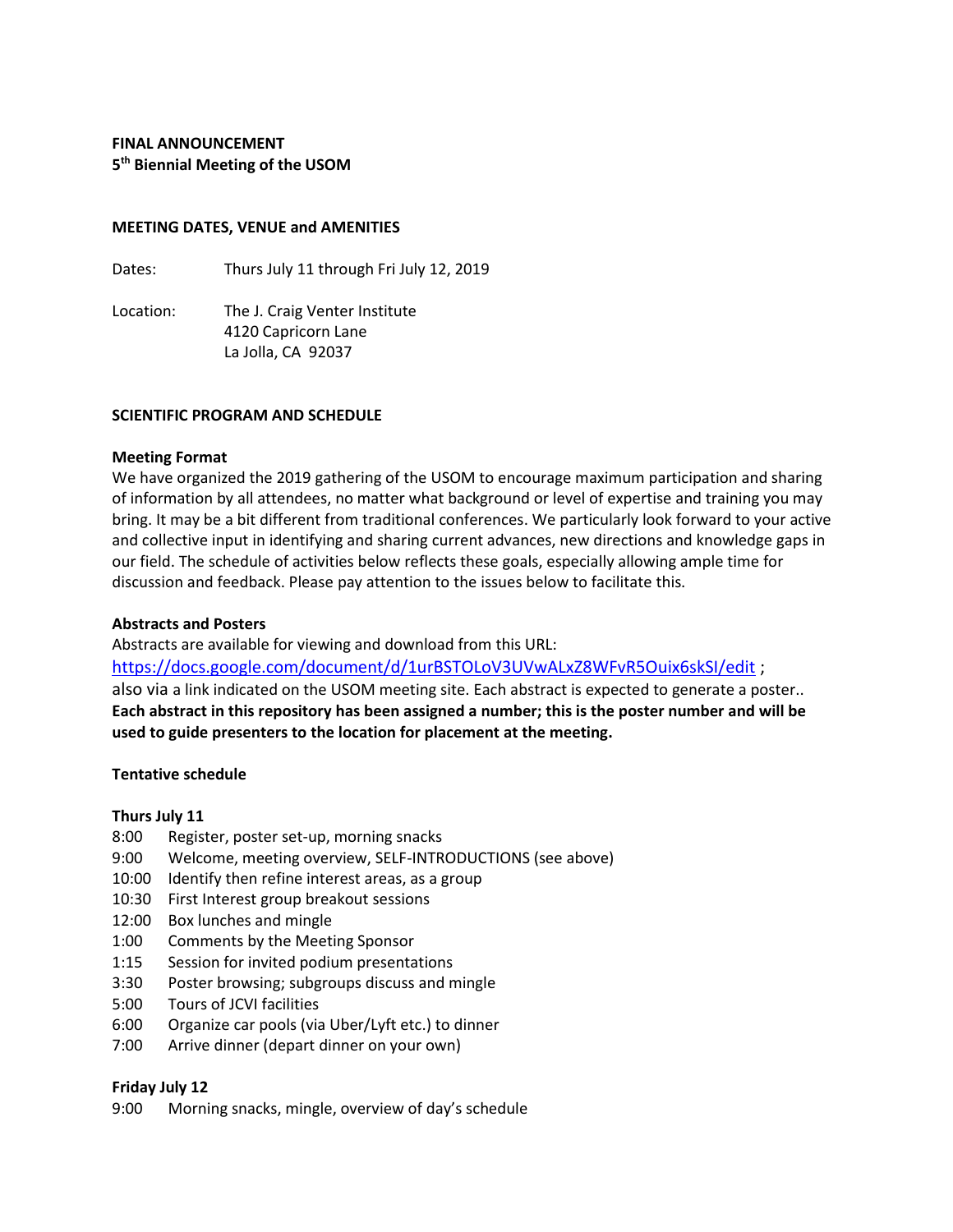**FINAL ANNOUNCEMENT**
**5th Biennial Meeting of the USOM**

## MEETING DATES, VENUE and AMENITIES

Dates: Thurs July 11 through Fri July 12, 2019

Location: The J. Craig Venter Institute
4120 Capricorn Lane
La Jolla, CA 92037

## SCIENTIFIC PROGRAM AND SCHEDULE

### Meeting Format

We have organized the 2019 gathering of the USOM to encourage maximum participation and sharing of information by all attendees, no matter what background or level of expertise and training you may bring. It may be a bit different from traditional conferences. We particularly look forward to your active and collective input in identifying and sharing current advances, new directions and knowledge gaps in our field. The schedule of activities below reflects these goals, especially allowing ample time for discussion and feedback. Please pay attention to the issues below to facilitate this.

### Abstracts and Posters

Abstracts are available for viewing and download from this URL:
https://docs.google.com/document/d/1urBSTOLoV3UVwALxZ8WFvR5Ouix6skSI/edit ;
also via a link indicated on the USOM meeting site. Each abstract is expected to generate a poster..
**Each abstract in this repository has been assigned a number; this is the poster number and will be used to guide presenters to the location for placement at the meeting.**

### Tentative schedule

**Thurs July 11**

- 8:00 Register, poster set-up, morning snacks
- 9:00 Welcome, meeting overview, SELF-INTRODUCTIONS (see above)
- 10:00 Identify then refine interest areas, as a group
- 10:30 First Interest group breakout sessions
- 12:00 Box lunches and mingle
- 1:00 Comments by the Meeting Sponsor
- 1:15 Session for invited podium presentations
- 3:30 Poster browsing; subgroups discuss and mingle
- 5:00 Tours of JCVI facilities
- 6:00 Organize car pools (via Uber/Lyft etc.) to dinner
- 7:00 Arrive dinner (depart dinner on your own)

**Friday July 12**

- 9:00 Morning snacks, mingle, overview of day's schedule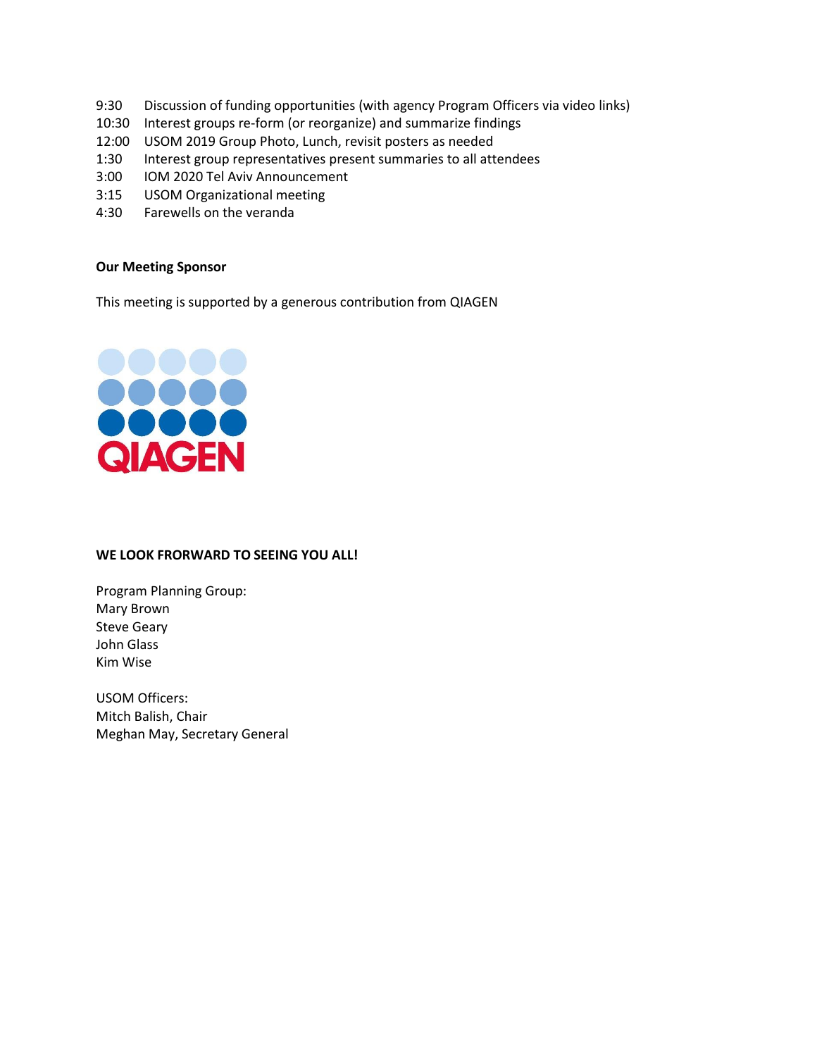9:30 Discussion of funding opportunities (with agency Program Officers via video links)
10:30 Interest groups re-form (or reorganize) and summarize findings
12:00 USOM 2019 Group Photo, Lunch, revisit posters as needed
1:30 Interest group representatives present summaries to all attendees
3:00 IOM 2020 Tel Aviv Announcement
3:15 USOM Organizational meeting
4:30 Farewells on the veranda

**Our Meeting Sponsor**

This meeting is supported by a generous contribution from QIAGEN

QIAGEN

**WE LOOK FRORWARD TO SEEING YOU ALL!**

Program Planning Group:
Mary Brown
Steve Geary
John Glass
Kim Wise

USOM Officers:
Mitch Balish, Chair
Meghan May, Secretary General